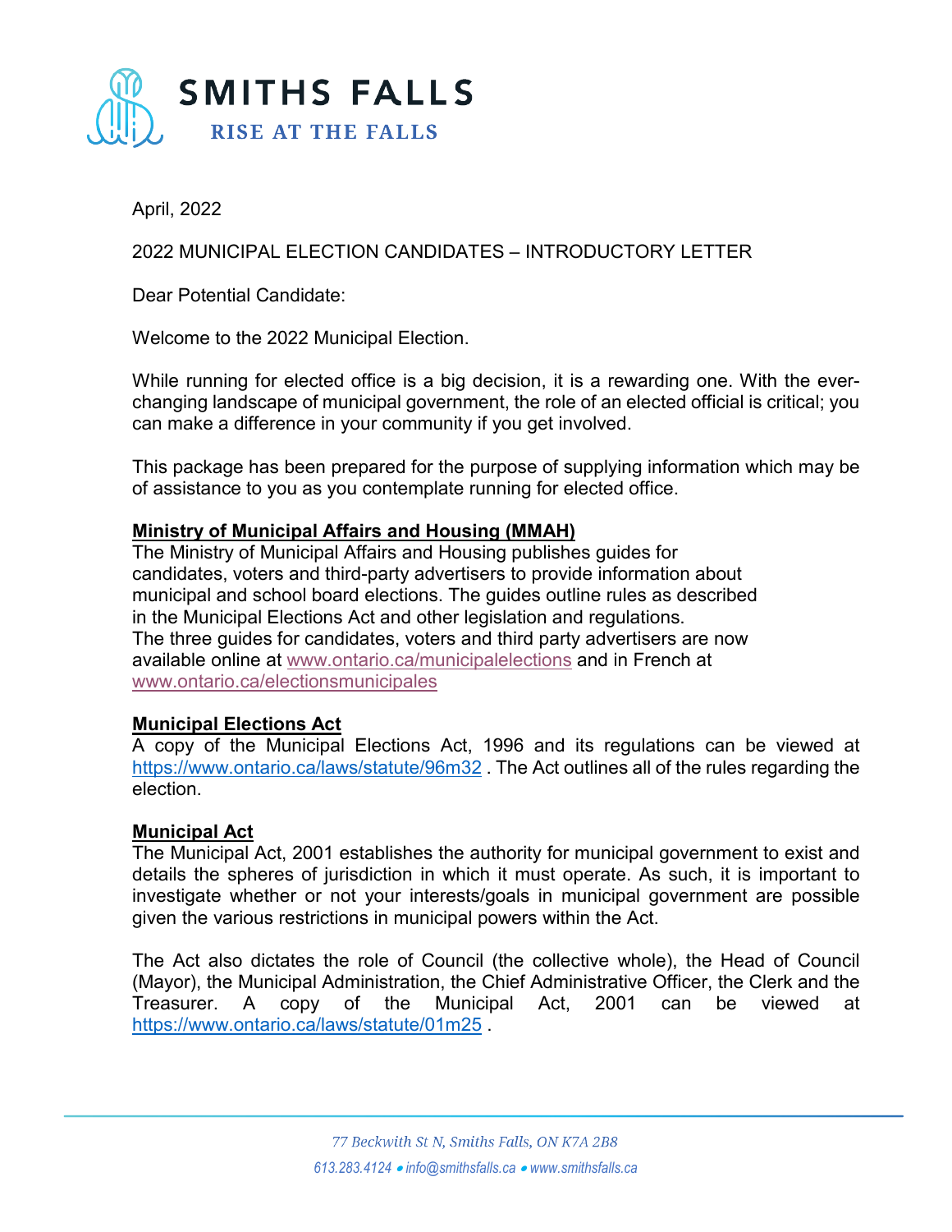SMITHS FALLS

RISE AT THE FALLS

April, 2022

2022 MUNICIPAL ELECTION CANDIDATES – INTRODUCTORY LETTER

Dear Potential Candidate:

Welcome to the 2022 Municipal Election.

While running for elected office is a big decision, it is a rewarding one. With the ever-changing landscape of municipal government, the role of an elected official is critical; you can make a difference in your community if you get involved.

This package has been prepared for the purpose of supplying information which may be of assistance to you as you contemplate running for elected office.

**Ministry of Municipal Affairs and Housing (MMAH)**
The Ministry of Municipal Affairs and Housing publishes guides for candidates, voters and third-party advertisers to provide information about municipal and school board elections. The guides outline rules as described in the Municipal Elections Act and other legislation and regulations. The three guides for candidates, voters and third party advertisers are now available online at www.ontario.ca/municipalelections and in French at www.ontario.ca/electionsmunicipales

**Municipal Elections Act**
A copy of the Municipal Elections Act, 1996 and its regulations can be viewed at https://www.ontario.ca/laws/statute/96m32 . The Act outlines all of the rules regarding the election.

**Municipal Act**
The Municipal Act, 2001 establishes the authority for municipal government to exist and details the spheres of jurisdiction in which it must operate. As such, it is important to investigate whether or not your interests/goals in municipal government are possible given the various restrictions in municipal powers within the Act.

The Act also dictates the role of Council (the collective whole), the Head of Council (Mayor), the Municipal Administration, the Chief Administrative Officer, the Clerk and the Treasurer. A copy of the Municipal Act, 2001 can be viewed at https://www.ontario.ca/laws/statute/01m25 .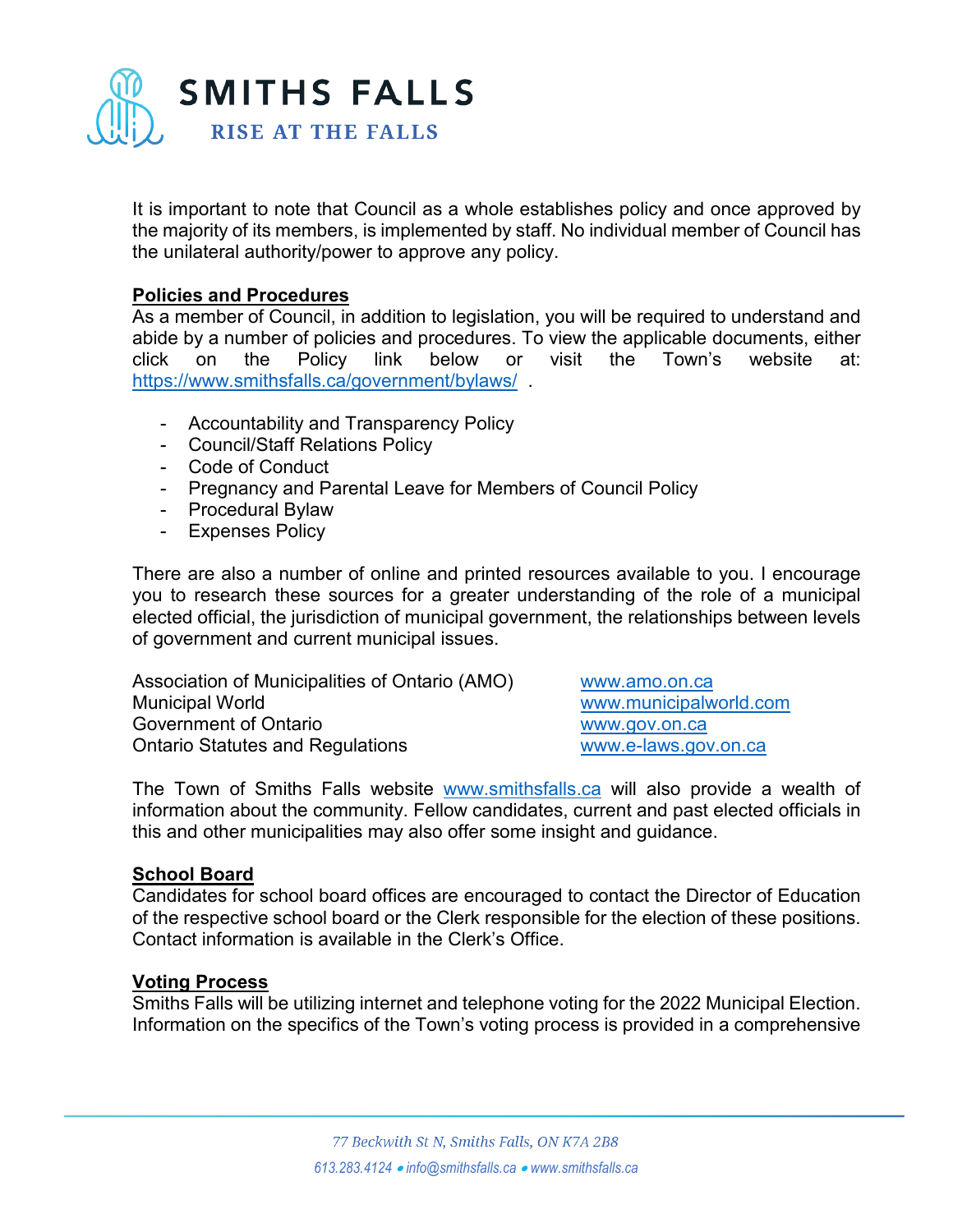It is important to note that Council as a whole establishes policy and once approved by the majority of its members, is implemented by staff. No individual member of Council has the unilateral authority/power to approve any policy.

**Policies and Procedures**

As a member of Council, in addition to legislation, you will be required to understand and abide by a number of policies and procedures. To view the applicable documents, either click on the Policy link below or visit the Town's website at: https://www.smithsfalls.ca/government/bylaws/ .

- Accountability and Transparency Policy
- Council/Staff Relations Policy
- Code of Conduct
- Pregnancy and Parental Leave for Members of Council Policy
- Procedural Bylaw
- Expenses Policy

There are also a number of online and printed resources available to you. I encourage you to research these sources for a greater understanding of the role of a municipal elected official, the jurisdiction of municipal government, the relationships between levels of government and current municipal issues.

| | |
|---|---|
| Association of Municipalities of Ontario (AMO) | www.amo.on.ca |
| Municipal World | www.municipalworld.com |
| Government of Ontario | www.gov.on.ca |
| Ontario Statutes and Regulations | www.e-laws.gov.on.ca |

The Town of Smiths Falls website www.smithsfalls.ca will also provide a wealth of information about the community. Fellow candidates, current and past elected officials in this and other municipalities may also offer some insight and guidance.

**School Board**

Candidates for school board offices are encouraged to contact the Director of Education of the respective school board or the Clerk responsible for the election of these positions. Contact information is available in the Clerk's Office.

**Voting Process**

Smiths Falls will be utilizing internet and telephone voting for the 2022 Municipal Election. Information on the specifics of the Town's voting process is provided in a comprehensive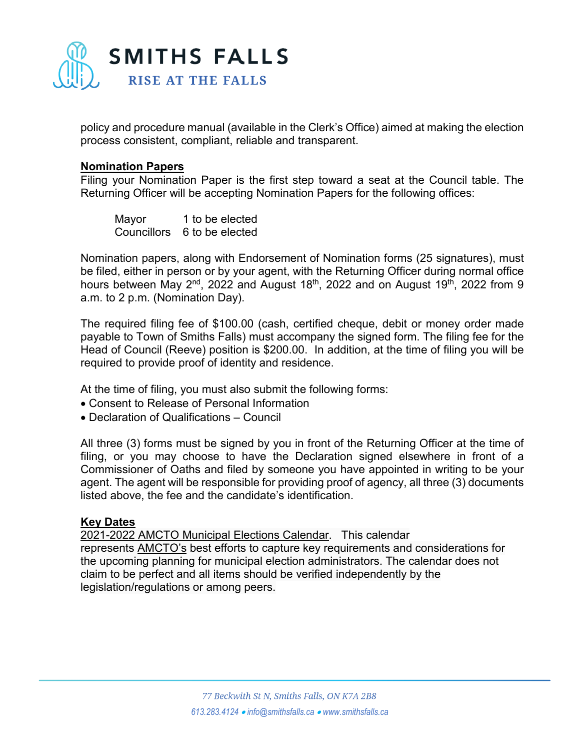policy and procedure manual (available in the Clerk's Office) aimed at making the election process consistent, compliant, reliable and transparent.

## Nomination Papers

Filing your Nomination Paper is the first step toward a seat at the Council table. The Returning Officer will be accepting Nomination Papers for the following offices:

| | |
|---|---|
| Mayor | 1 to be elected |
| Councillors | 6 to be elected |

Nomination papers, along with Endorsement of Nomination forms (25 signatures), must be filed, either in person or by your agent, with the Returning Officer during normal office hours between May 2nd, 2022 and August 18th, 2022 and on August 19th, 2022 from 9 a.m. to 2 p.m. (Nomination Day).

The required filing fee of $100.00 (cash, certified cheque, debit or money order made payable to Town of Smiths Falls) must accompany the signed form. The filing fee for the Head of Council (Reeve) position is $200.00. In addition, at the time of filing you will be required to provide proof of identity and residence.

At the time of filing, you must also submit the following forms:

- Consent to Release of Personal Information
- Declaration of Qualifications – Council

All three (3) forms must be signed by you in front of the Returning Officer at the time of filing, or you may choose to have the Declaration signed elsewhere in front of a Commissioner of Oaths and filed by someone you have appointed in writing to be your agent. The agent will be responsible for providing proof of agency, all three (3) documents listed above, the fee and the candidate's identification.

## Key Dates

2021-2022 AMCTO Municipal Elections Calendar. This calendar represents AMCTO's best efforts to capture key requirements and considerations for the upcoming planning for municipal election administrators. The calendar does not claim to be perfect and all items should be verified independently by the legislation/regulations or among peers.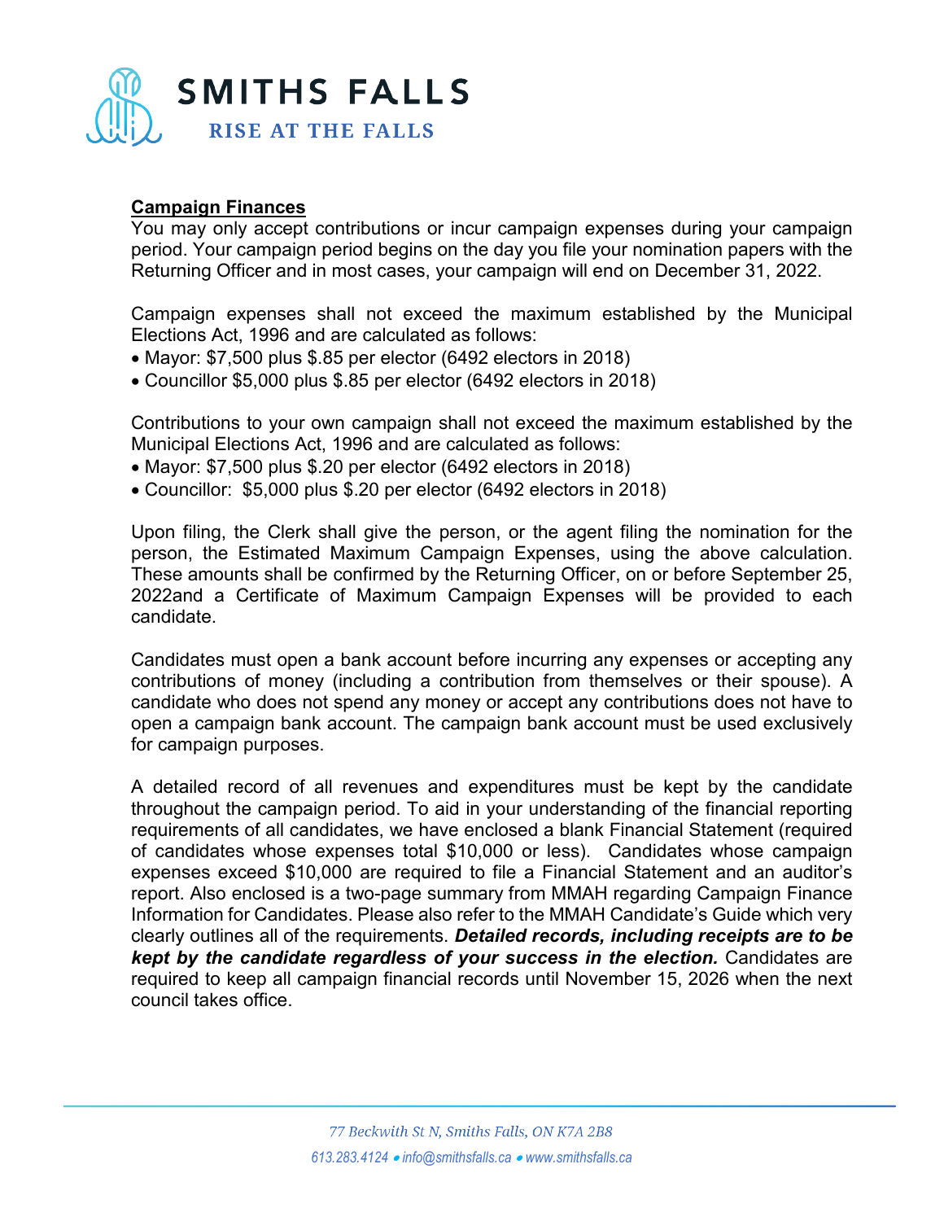## Campaign Finances

You may only accept contributions or incur campaign expenses during your campaign period. Your campaign period begins on the day you file your nomination papers with the Returning Officer and in most cases, your campaign will end on December 31, 2022.

Campaign expenses shall not exceed the maximum established by the Municipal Elections Act, 1996 and are calculated as follows:

- Mayor: $7,500 plus $.85 per elector (6492 electors in 2018)
- Councillor $5,000 plus $.85 per elector (6492 electors in 2018)

Contributions to your own campaign shall not exceed the maximum established by the Municipal Elections Act, 1996 and are calculated as follows:

- Mayor: $7,500 plus $.20 per elector (6492 electors in 2018)
- Councillor: $5,000 plus $.20 per elector (6492 electors in 2018)

Upon filing, the Clerk shall give the person, or the agent filing the nomination for the person, the Estimated Maximum Campaign Expenses, using the above calculation. These amounts shall be confirmed by the Returning Officer, on or before September 25, 2022and a Certificate of Maximum Campaign Expenses will be provided to each candidate.

Candidates must open a bank account before incurring any expenses or accepting any contributions of money (including a contribution from themselves or their spouse). A candidate who does not spend any money or accept any contributions does not have to open a campaign bank account. The campaign bank account must be used exclusively for campaign purposes.

A detailed record of all revenues and expenditures must be kept by the candidate throughout the campaign period. To aid in your understanding of the financial reporting requirements of all candidates, we have enclosed a blank Financial Statement (required of candidates whose expenses total $10,000 or less). Candidates whose campaign expenses exceed $10,000 are required to file a Financial Statement and an auditor's report. Also enclosed is a two-page summary from MMAH regarding Campaign Finance Information for Candidates. Please also refer to the MMAH Candidate's Guide which very clearly outlines all of the requirements. ***Detailed records, including receipts are to be kept by the candidate regardless of your success in the election.*** Candidates are required to keep all campaign financial records until November 15, 2026 when the next council takes office.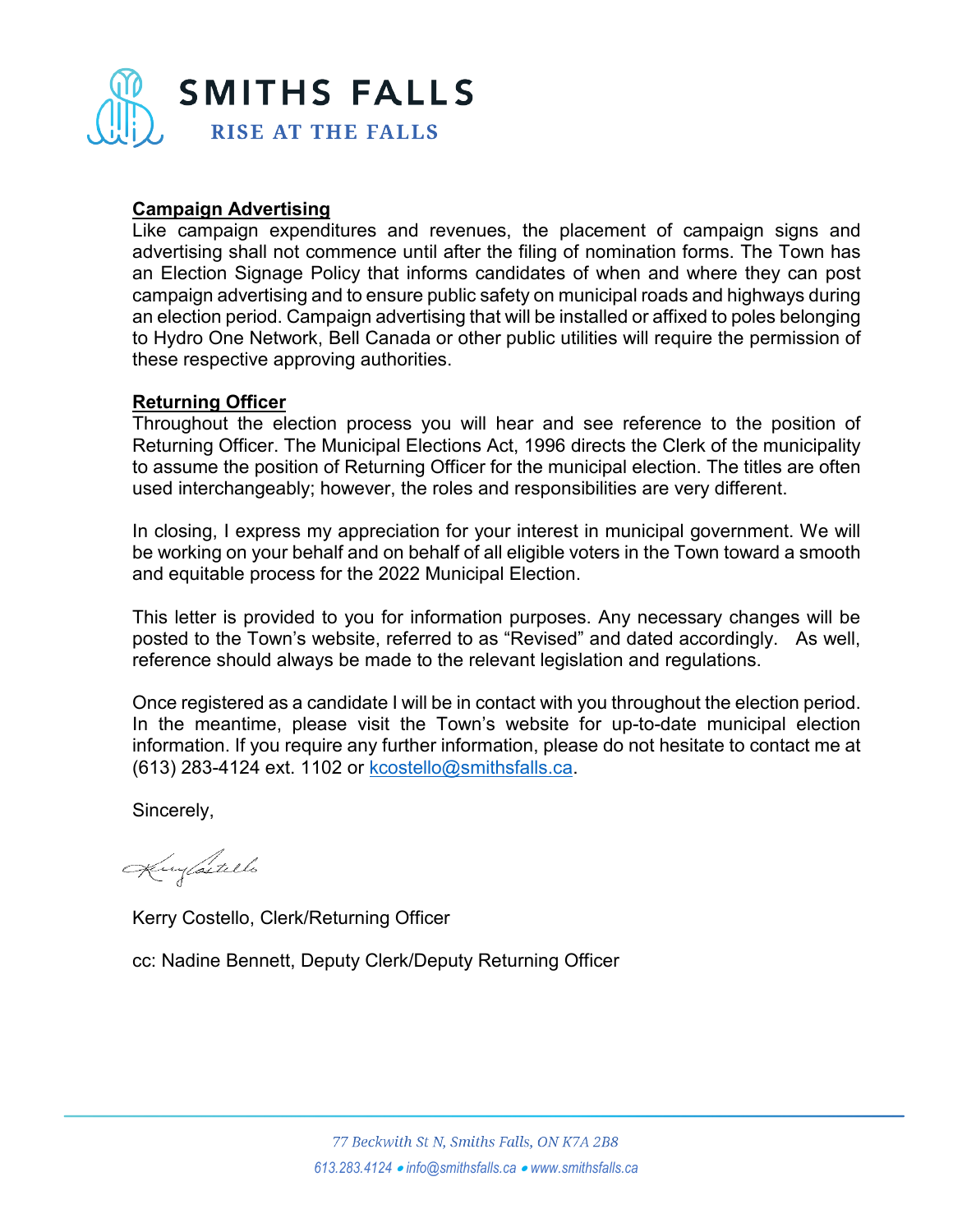**Campaign Advertising**

Like campaign expenditures and revenues, the placement of campaign signs and advertising shall not commence until after the filing of nomination forms. The Town has an Election Signage Policy that informs candidates of when and where they can post campaign advertising and to ensure public safety on municipal roads and highways during an election period. Campaign advertising that will be installed or affixed to poles belonging to Hydro One Network, Bell Canada or other public utilities will require the permission of these respective approving authorities.

**Returning Officer**

Throughout the election process you will hear and see reference to the position of Returning Officer. The Municipal Elections Act, 1996 directs the Clerk of the municipality to assume the position of Returning Officer for the municipal election. The titles are often used interchangeably; however, the roles and responsibilities are very different.

In closing, I express my appreciation for your interest in municipal government. We will be working on your behalf and on behalf of all eligible voters in the Town toward a smooth and equitable process for the 2022 Municipal Election.

This letter is provided to you for information purposes. Any necessary changes will be posted to the Town's website, referred to as "Revised" and dated accordingly. As well, reference should always be made to the relevant legislation and regulations.

Once registered as a candidate I will be in contact with you throughout the election period. In the meantime, please visit the Town's website for up-to-date municipal election information. If you require any further information, please do not hesitate to contact me at (613) 283-4124 ext. 1102 or kcostello@smithsfalls.ca.

Sincerely,

Kerry Costello, Clerk/Returning Officer

cc: Nadine Bennett, Deputy Clerk/Deputy Returning Officer